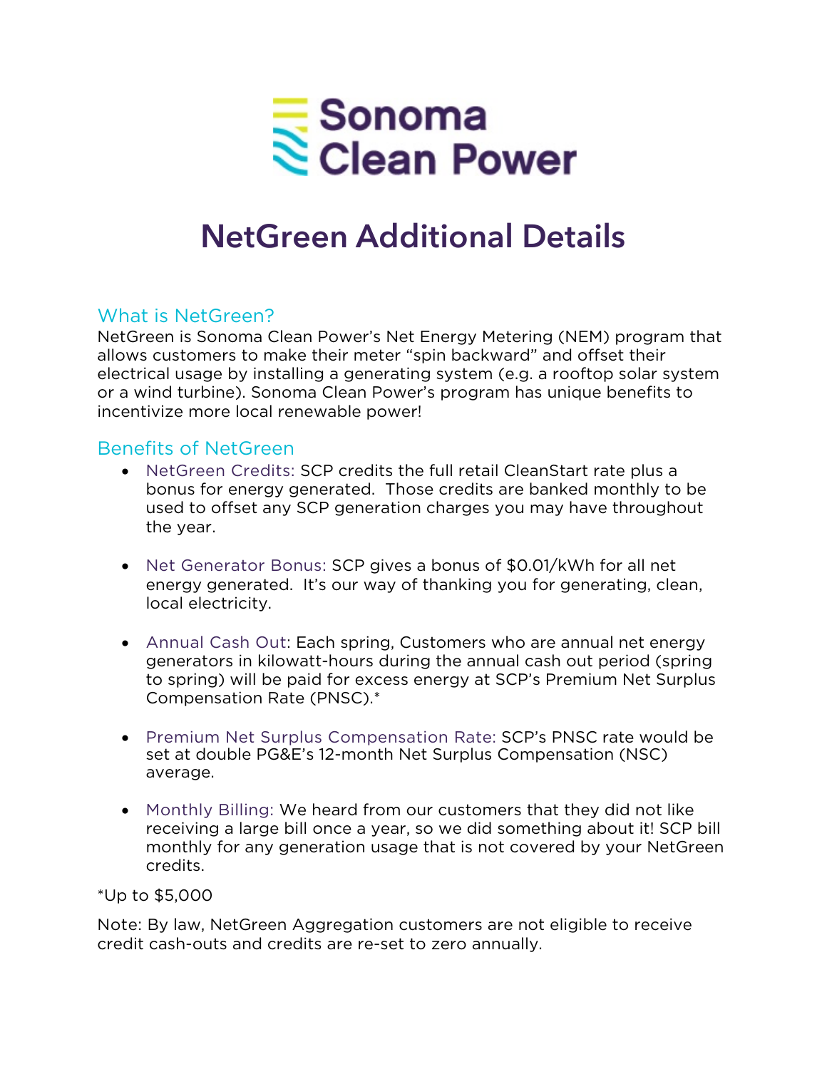# NetGreen Additional Details

## What is NetGreen?

NetGreen is Sonoma Clean Power's Net Energy Metering (NEM) program that allows customers to make their meter "spin backward" and offset their electrical usage by installing a generating system (e.g. a rooftop solar system or a wind turbine). Sonoma Clean Power's program has unique benefits to incentivize more local renewable power!

## Benefits of NetGreen

- NetGreen Credits: SCP credits the full retail CleanStart rate plus a bonus for energy generated. Those credits are banked monthly to be used to offset any SCP generation charges you may have throughout the year.

- Net Generator Bonus: SCP gives a bonus of $0.01/kWh for all net energy generated. It's our way of thanking you for generating, clean, local electricity.

- Annual Cash Out: Each spring, Customers who are annual net energy generators in kilowatt-hours during the annual cash out period (spring to spring) will be paid for excess energy at SCP's Premium Net Surplus Compensation Rate (PNSC).*

- Premium Net Surplus Compensation Rate: SCP's PNSC rate would be set at double PG&E's 12-month Net Surplus Compensation (NSC) average.

- Monthly Billing: We heard from our customers that they did not like receiving a large bill once a year, so we did something about it! SCP bill monthly for any generation usage that is not covered by your NetGreen credits.

*Up to $5,000

Note: By law, NetGreen Aggregation customers are not eligible to receive credit cash-outs and credits are re-set to zero annually.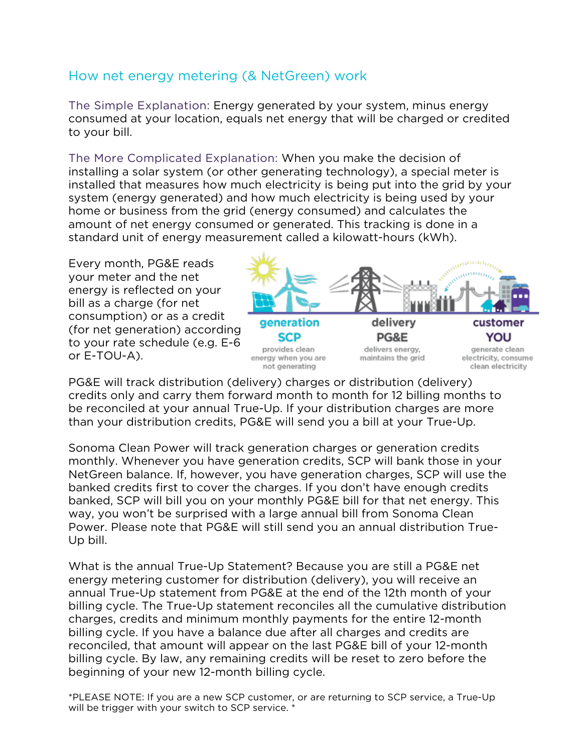## How net energy metering (& NetGreen) work

The Simple Explanation: Energy generated by your system, minus energy consumed at your location, equals net energy that will be charged or credited to your bill.

The More Complicated Explanation: When you make the decision of installing a solar system (or other generating technology), a special meter is installed that measures how much electricity is being put into the grid by your system (energy generated) and how much electricity is being used by your home or business from the grid (energy consumed) and calculates the amount of net energy consumed or generated. This tracking is done in a standard unit of energy measurement called a kilowatt-hours (kWh).

Every month, PG&E reads your meter and the net energy is reflected on your bill as a charge (for net consumption) or as a credit (for net generation) according to your rate schedule (e.g. E-6 or E-TOU-A).

generation
SCP
provides clean energy when you are not generating

delivery
PG&E
delivers energy, maintains the grid

customer
YOU
generate clean electricity, consume clean electricity

PG&E will track distribution (delivery) charges or distribution (delivery) credits only and carry them forward month to month for 12 billing months to be reconciled at your annual True-Up. If your distribution charges are more than your distribution credits, PG&E will send you a bill at your True-Up.

Sonoma Clean Power will track generation charges or generation credits monthly. Whenever you have generation credits, SCP will bank those in your NetGreen balance. If, however, you have generation charges, SCP will use the banked credits first to cover the charges. If you don't have enough credits banked, SCP will bill you on your monthly PG&E bill for that net energy. This way, you won't be surprised with a large annual bill from Sonoma Clean Power. Please note that PG&E will still send you an annual distribution True-Up bill.

What is the annual True-Up Statement? Because you are still a PG&E net energy metering customer for distribution (delivery), you will receive an annual True-Up statement from PG&E at the end of the 12th month of your billing cycle. The True-Up statement reconciles all the cumulative distribution charges, credits and minimum monthly payments for the entire 12-month billing cycle. If you have a balance due after all charges and credits are reconciled, that amount will appear on the last PG&E bill of your 12-month billing cycle. By law, any remaining credits will be reset to zero before the beginning of your new 12-month billing cycle.

*PLEASE NOTE: If you are a new SCP customer, or are returning to SCP service, a True-Up will be trigger with your switch to SCP service. *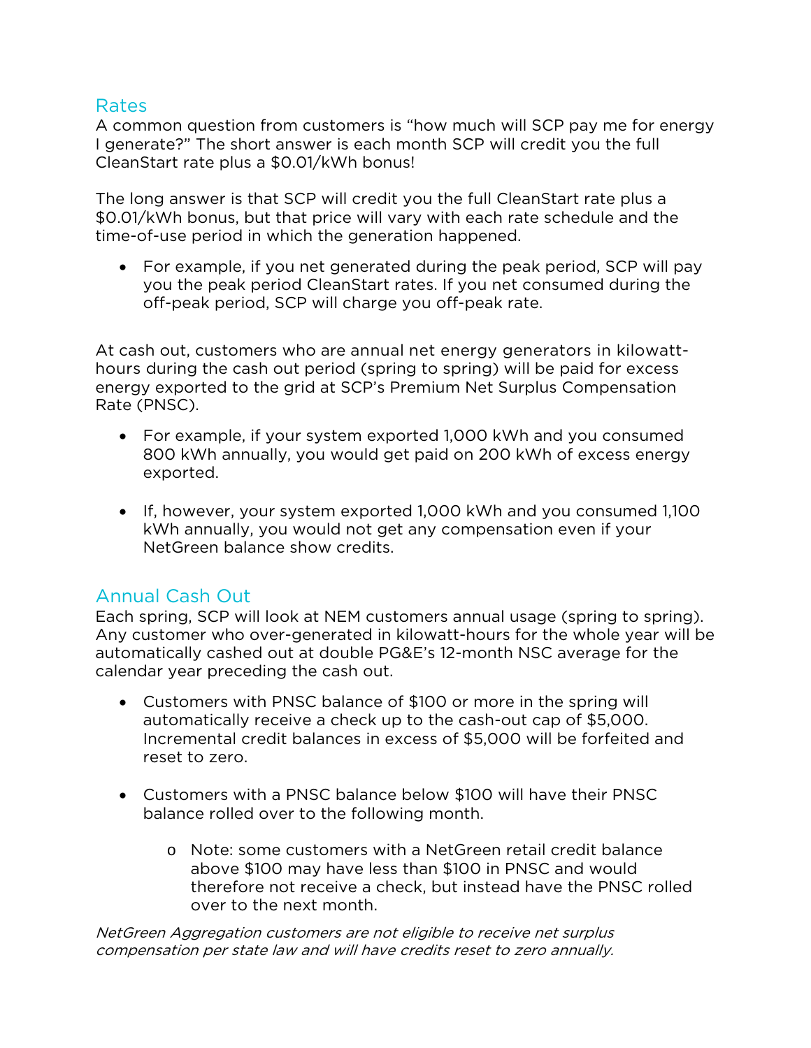## Rates

A common question from customers is "how much will SCP pay me for energy I generate?" The short answer is each month SCP will credit you the full CleanStart rate plus a $0.01/kWh bonus!

The long answer is that SCP will credit you the full CleanStart rate plus a $0.01/kWh bonus, but that price will vary with each rate schedule and the time-of-use period in which the generation happened.

- For example, if you net generated during the peak period, SCP will pay you the peak period CleanStart rates. If you net consumed during the off-peak period, SCP will charge you off-peak rate.

At cash out, customers who are annual net energy generators in kilowatt-hours during the cash out period (spring to spring) will be paid for excess energy exported to the grid at SCP's Premium Net Surplus Compensation Rate (PNSC).

- For example, if your system exported 1,000 kWh and you consumed 800 kWh annually, you would get paid on 200 kWh of excess energy exported.
- If, however, your system exported 1,000 kWh and you consumed 1,100 kWh annually, you would not get any compensation even if your NetGreen balance show credits.

## Annual Cash Out

Each spring, SCP will look at NEM customers annual usage (spring to spring). Any customer who over-generated in kilowatt-hours for the whole year will be automatically cashed out at double PG&E's 12-month NSC average for the calendar year preceding the cash out.

- Customers with PNSC balance of $100 or more in the spring will automatically receive a check up to the cash-out cap of $5,000. Incremental credit balances in excess of $5,000 will be forfeited and reset to zero.
- Customers with a PNSC balance below $100 will have their PNSC balance rolled over to the following month.
  - Note: some customers with a NetGreen retail credit balance above $100 may have less than $100 in PNSC and would therefore not receive a check, but instead have the PNSC rolled over to the next month.

*NetGreen Aggregation customers are not eligible to receive net surplus compensation per state law and will have credits reset to zero annually.*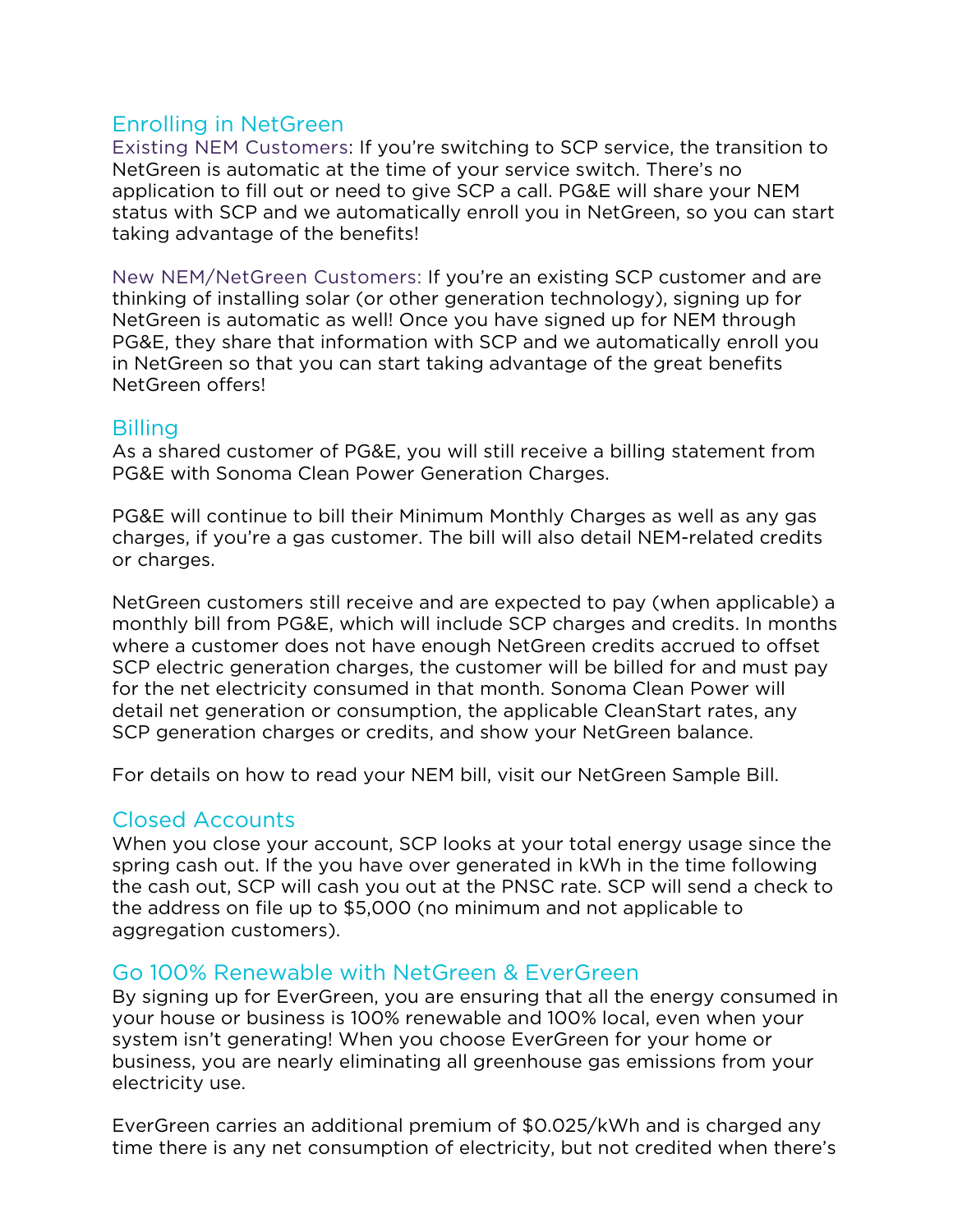## Enrolling in NetGreen

Existing NEM Customers: If you're switching to SCP service, the transition to NetGreen is automatic at the time of your service switch. There's no application to fill out or need to give SCP a call. PG&E will share your NEM status with SCP and we automatically enroll you in NetGreen, so you can start taking advantage of the benefits!

New NEM/NetGreen Customers: If you're an existing SCP customer and are thinking of installing solar (or other generation technology), signing up for NetGreen is automatic as well! Once you have signed up for NEM through PG&E, they share that information with SCP and we automatically enroll you in NetGreen so that you can start taking advantage of the great benefits NetGreen offers!

## Billing

As a shared customer of PG&E, you will still receive a billing statement from PG&E with Sonoma Clean Power Generation Charges.

PG&E will continue to bill their Minimum Monthly Charges as well as any gas charges, if you're a gas customer. The bill will also detail NEM-related credits or charges.

NetGreen customers still receive and are expected to pay (when applicable) a monthly bill from PG&E, which will include SCP charges and credits. In months where a customer does not have enough NetGreen credits accrued to offset SCP electric generation charges, the customer will be billed for and must pay for the net electricity consumed in that month. Sonoma Clean Power will detail net generation or consumption, the applicable CleanStart rates, any SCP generation charges or credits, and show your NetGreen balance.

For details on how to read your NEM bill, visit our NetGreen Sample Bill.

## Closed Accounts

When you close your account, SCP looks at your total energy usage since the spring cash out. If the you have over generated in kWh in the time following the cash out, SCP will cash you out at the PNSC rate. SCP will send a check to the address on file up to $5,000 (no minimum and not applicable to aggregation customers).

## Go 100% Renewable with NetGreen & EverGreen

By signing up for EverGreen, you are ensuring that all the energy consumed in your house or business is 100% renewable and 100% local, even when your system isn't generating! When you choose EverGreen for your home or business, you are nearly eliminating all greenhouse gas emissions from your electricity use.

EverGreen carries an additional premium of $0.025/kWh and is charged any time there is any net consumption of electricity, but not credited when there's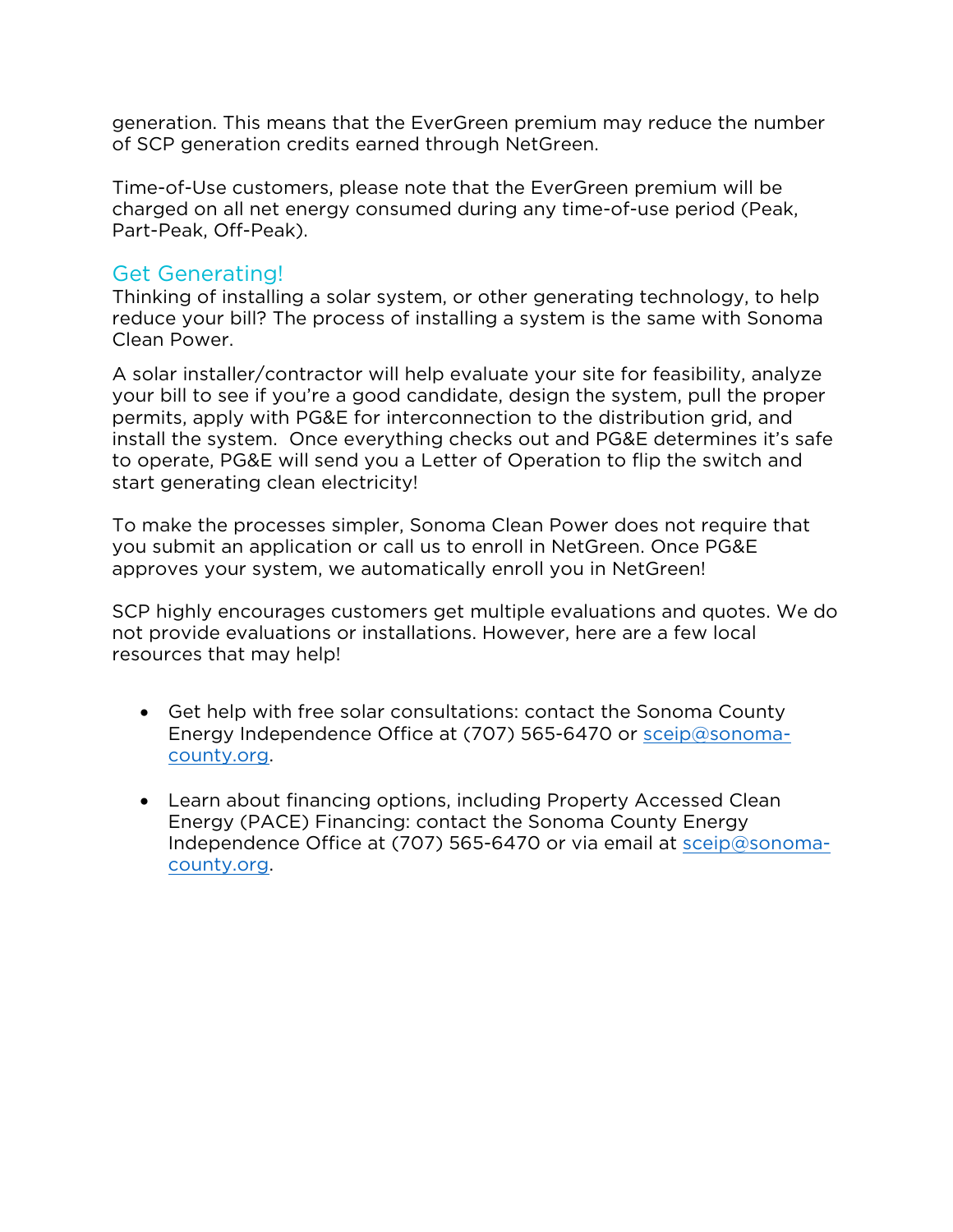generation. This means that the EverGreen premium may reduce the number of SCP generation credits earned through NetGreen.

Time-of-Use customers, please note that the EverGreen premium will be charged on all net energy consumed during any time-of-use period (Peak, Part-Peak, Off-Peak).

## Get Generating!

Thinking of installing a solar system, or other generating technology, to help reduce your bill? The process of installing a system is the same with Sonoma Clean Power.

A solar installer/contractor will help evaluate your site for feasibility, analyze your bill to see if you're a good candidate, design the system, pull the proper permits, apply with PG&E for interconnection to the distribution grid, and install the system. Once everything checks out and PG&E determines it's safe to operate, PG&E will send you a Letter of Operation to flip the switch and start generating clean electricity!

To make the processes simpler, Sonoma Clean Power does not require that you submit an application or call us to enroll in NetGreen. Once PG&E approves your system, we automatically enroll you in NetGreen!

SCP highly encourages customers get multiple evaluations and quotes. We do not provide evaluations or installations. However, here are a few local resources that may help!

- Get help with free solar consultations: contact the Sonoma County Energy Independence Office at (707) 565-6470 or sceip@sonoma-county.org.

- Learn about financing options, including Property Accessed Clean Energy (PACE) Financing: contact the Sonoma County Energy Independence Office at (707) 565-6470 or via email at sceip@sonoma-county.org.